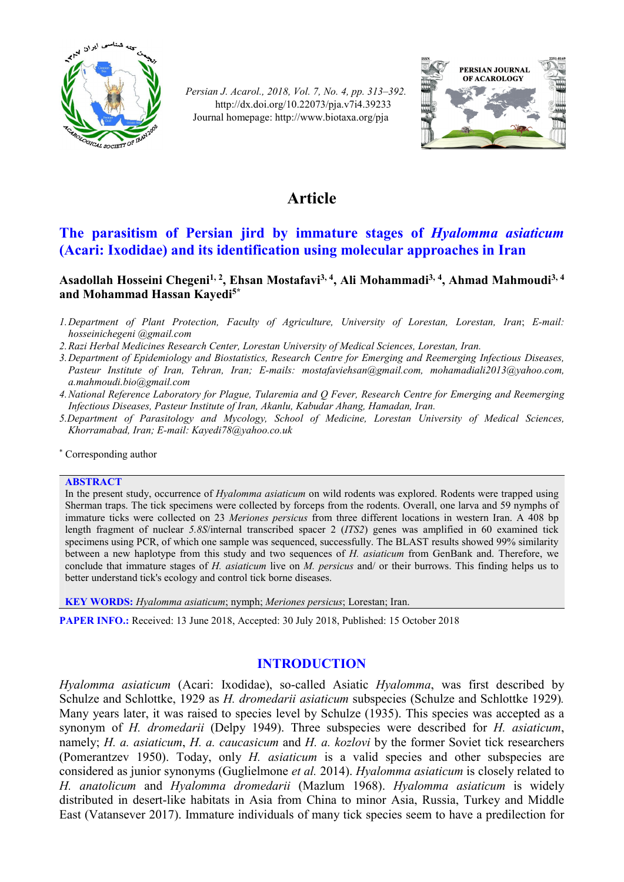Persian J. Acarol., 2018, Vol. 7, No. 4, pp. 313–392.
http://dx.doi.org/10.22073/pja.v7i4.39233
Journal homepage: http://www.biotaxa.org/pja

## Article

# The parasitism of Persian jird by immature stages of *Hyalomma asiaticum* (Acari: Ixodidae) and its identification using molecular approaches in Iran

**Asadollah Hosseini Chegeni[1, 2], Ehsan Mostafavi[3, 4], Ali Mohammadi[3, 4], Ahmad Mahmoudi[3, 4] and Mohammad Hassan Kayedi[5*]**

1. *Department of Plant Protection, Faculty of Agriculture, University of Lorestan, Lorestan, Iran; E-mail: hosseinichegeni @gmail.com*
2. *Razi Herbal Medicines Research Center, Lorestan University of Medical Sciences, Lorestan, Iran.*
3. *Department of Epidemiology and Biostatistics, Research Centre for Emerging and Reemerging Infectious Diseases, Pasteur Institute of Iran, Tehran, Iran; E-mails: mostafaviehsan@gmail.com, mohamadiali2013@yahoo.com, a.mahmoudi.bio@gmail.com*
4. *National Reference Laboratory for Plague, Tularemia and Q Fever, Research Centre for Emerging and Reemerging Infectious Diseases, Pasteur Institute of Iran, Akanlu, Kabudar Ahang, Hamadan, Iran.*
5. *Department of Parasitology and Mycology, School of Medicine, Lorestan University of Medical Sciences, Khorramabad, Iran; E-mail: Kayedi78@yahoo.co.uk*

[*] Corresponding author

**ABSTRACT**

In the present study, occurrence of *Hyalomma asiaticum* on wild rodents was explored. Rodents were trapped using Sherman traps. The tick specimens were collected by forceps from the rodents. Overall, one larva and 59 nymphs of immature ticks were collected on 23 *Meriones persicus* from three different locations in western Iran. A 408 bp length fragment of nuclear *5.8S*/internal transcribed spacer 2 (*ITS2*) genes was amplified in 60 examined tick specimens using PCR, of which one sample was sequenced, successfully. The BLAST results showed 99% similarity between a new haplotype from this study and two sequences of *H. asiaticum* from GenBank and. Therefore, we conclude that immature stages of *H. asiaticum* live on *M. persicus* and/ or their burrows. This finding helps us to better understand tick's ecology and control tick borne diseases.

**KEY WORDS:** *Hyalomma asiaticum*; nymph; *Meriones persicus*; Lorestan; Iran.

**PAPER INFO.:** Received: 13 June 2018, Accepted: 30 July 2018, Published: 15 October 2018

## INTRODUCTION

*Hyalomma asiaticum* (Acari: Ixodidae), so-called Asiatic *Hyalomma*, was first described by Schulze and Schlottke, 1929 as *H. dromedarii asiaticum* subspecies (Schulze and Schlottke 1929). Many years later, it was raised to species level by Schulze (1935). This species was accepted as a synonym of *H. dromedarii* (Delpy 1949). Three subspecies were described for *H. asiaticum*, namely; *H. a. asiaticum*, *H. a. caucasicum* and *H. a. kozlovi* by the former Soviet tick researchers (Pomerantzev 1950). Today, only *H. asiaticum* is a valid species and other subspecies are considered as junior synonyms (Guglielmone *et al.* 2014). *Hyalomma asiaticum* is closely related to *H. anatolicum* and *Hyalomma dromedarii* (Mazlum 1968). *Hyalomma asiaticum* is widely distributed in desert-like habitats in Asia from China to minor Asia, Russia, Turkey and Middle East (Vatansever 2017). Immature individuals of many tick species seem to have a predilection for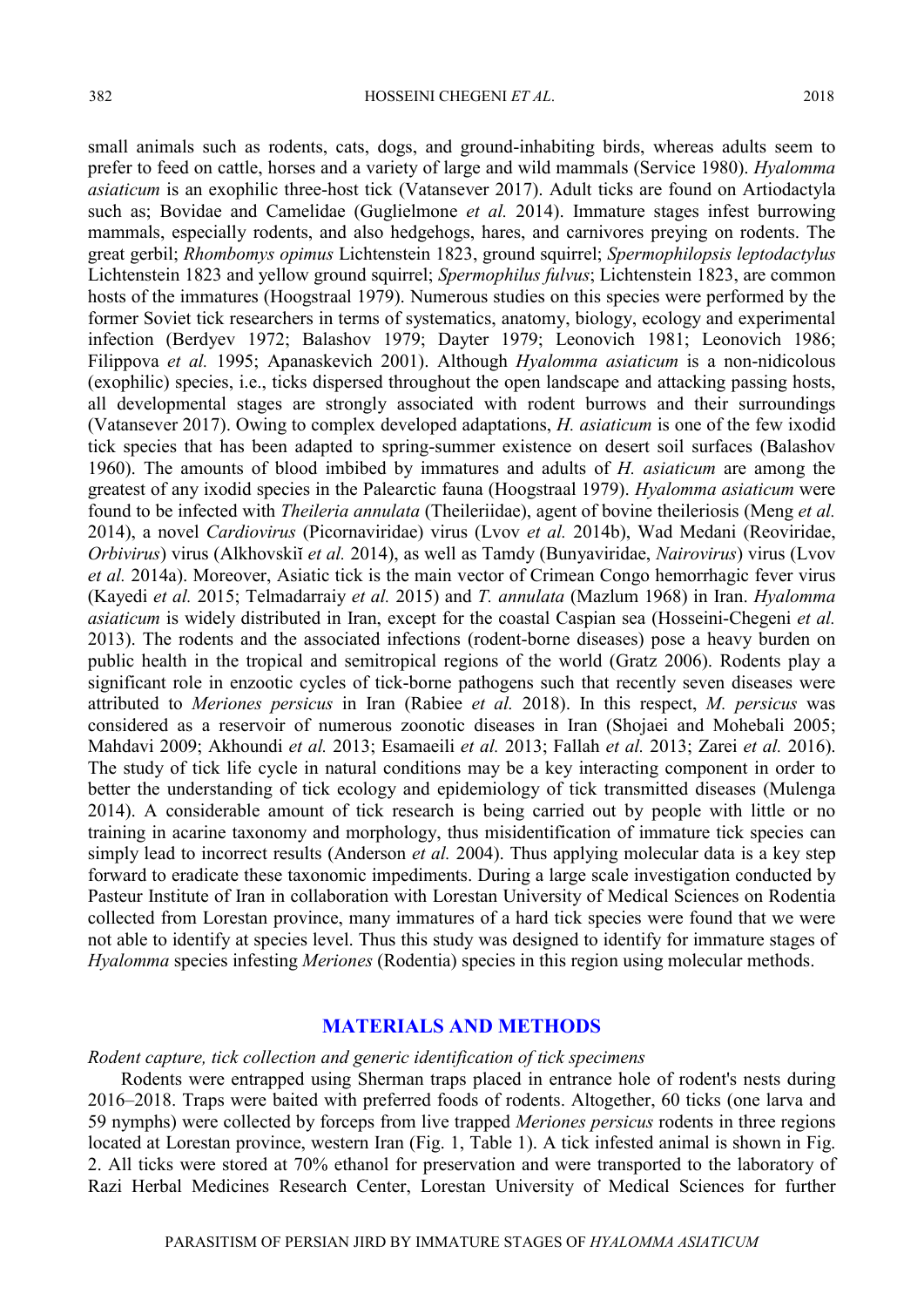small animals such as rodents, cats, dogs, and ground-inhabiting birds, whereas adults seem to prefer to feed on cattle, horses and a variety of large and wild mammals (Service 1980). *Hyalomma asiaticum* is an exophilic three-host tick (Vatansever 2017). Adult ticks are found on Artiodactyla such as; Bovidae and Camelidae (Guglielmone *et al.* 2014). Immature stages infest burrowing mammals, especially rodents, and also hedgehogs, hares, and carnivores preying on rodents. The great gerbil; *Rhombomys opimus* Lichtenstein 1823, ground squirrel; *Spermophilopsis leptodactylus* Lichtenstein 1823 and yellow ground squirrel; *Spermophilus fulvus*; Lichtenstein 1823, are common hosts of the immatures (Hoogstraal 1979). Numerous studies on this species were performed by the former Soviet tick researchers in terms of systematics, anatomy, biology, ecology and experimental infection (Berdyev 1972; Balashov 1979; Dayter 1979; Leonovich 1981; Leonovich 1986; Filippova *et al.* 1995; Apanaskevich 2001). Although *Hyalomma asiaticum* is a non-nidicolous (exophilic) species, i.e., ticks dispersed throughout the open landscape and attacking passing hosts, all developmental stages are strongly associated with rodent burrows and their surroundings (Vatansever 2017). Owing to complex developed adaptations, *H. asiaticum* is one of the few ixodid tick species that has been adapted to spring-summer existence on desert soil surfaces (Balashov 1960). The amounts of blood imbibed by immatures and adults of *H. asiaticum* are among the greatest of any ixodid species in the Palearctic fauna (Hoogstraal 1979). *Hyalomma asiaticum* were found to be infected with *Theileria annulata* (Theileriidae), agent of bovine theileriosis (Meng *et al.* 2014), a novel *Cardiovirus* (Picornaviridae) virus (Lvov *et al.* 2014b), Wad Medani (Reoviridae, *Orbivirus*) virus (Alkhovskiĭ *et al.* 2014), as well as Tamdy (Bunyaviridae, *Nairovirus*) virus (Lvov *et al.* 2014a). Moreover, Asiatic tick is the main vector of Crimean Congo hemorrhagic fever virus (Kayedi *et al.* 2015; Telmadarraiy *et al.* 2015) and *T. annulata* (Mazlum 1968) in Iran. *Hyalomma asiaticum* is widely distributed in Iran, except for the coastal Caspian sea (Hosseini-Chegeni *et al.* 2013). The rodents and the associated infections (rodent-borne diseases) pose a heavy burden on public health in the tropical and semitropical regions of the world (Gratz 2006). Rodents play a significant role in enzootic cycles of tick-borne pathogens such that recently seven diseases were attributed to *Meriones persicus* in Iran (Rabiee *et al.* 2018). In this respect, *M. persicus* was considered as a reservoir of numerous zoonotic diseases in Iran (Shojaei and Mohebali 2005; Mahdavi 2009; Akhoundi *et al.* 2013; Esamaeili *et al.* 2013; Fallah *et al.* 2013; Zarei *et al.* 2016). The study of tick life cycle in natural conditions may be a key interacting component in order to better the understanding of tick ecology and epidemiology of tick transmitted diseases (Mulenga 2014). A considerable amount of tick research is being carried out by people with little or no training in acarine taxonomy and morphology, thus misidentification of immature tick species can simply lead to incorrect results (Anderson *et al.* 2004). Thus applying molecular data is a key step forward to eradicate these taxonomic impediments. During a large scale investigation conducted by Pasteur Institute of Iran in collaboration with Lorestan University of Medical Sciences on Rodentia collected from Lorestan province, many immatures of a hard tick species were found that we were not able to identify at species level. Thus this study was designed to identify for immature stages of *Hyalomma* species infesting *Meriones* (Rodentia) species in this region using molecular methods.

## MATERIALS AND METHODS

### *Rodent capture, tick collection and generic identification of tick specimens*

Rodents were entrapped using Sherman traps placed in entrance hole of rodent's nests during 2016–2018. Traps were baited with preferred foods of rodents. Altogether, 60 ticks (one larva and 59 nymphs) were collected by forceps from live trapped *Meriones persicus* rodents in three regions located at Lorestan province, western Iran (Fig. 1, Table 1). A tick infested animal is shown in Fig. 2. All ticks were stored at 70% ethanol for preservation and were transported to the laboratory of Razi Herbal Medicines Research Center, Lorestan University of Medical Sciences for further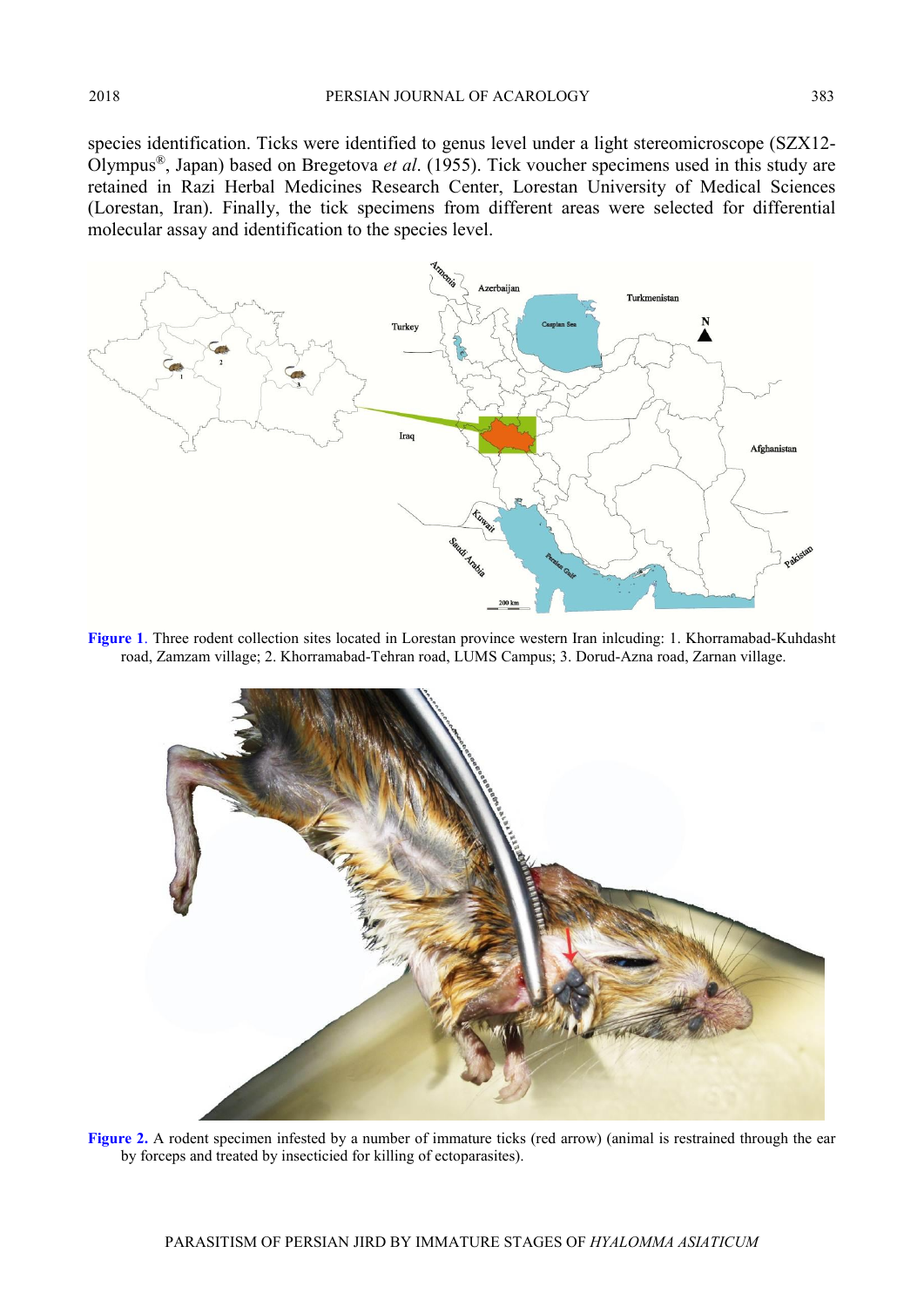species identification. Ticks were identified to genus level under a light stereomicroscope (SZX12-Olympus®, Japan) based on Bregetova *et al*. (1955). Tick voucher specimens used in this study are retained in Razi Herbal Medicines Research Center, Lorestan University of Medical Sciences (Lorestan, Iran). Finally, the tick specimens from different areas were selected for differential molecular assay and identification to the species level.

**Figure 1**. Three rodent collection sites located in Lorestan province western Iran inlcuding: 1. Khorramabad-Kuhdasht road, Zamzam village; 2. Khorramabad-Tehran road, LUMS Campus; 3. Dorud-Azna road, Zarnan village.

**Figure 2.** A rodent specimen infested by a number of immature ticks (red arrow) (animal is restrained through the ear by forceps and treated by insecticied for killing of ectoparasites).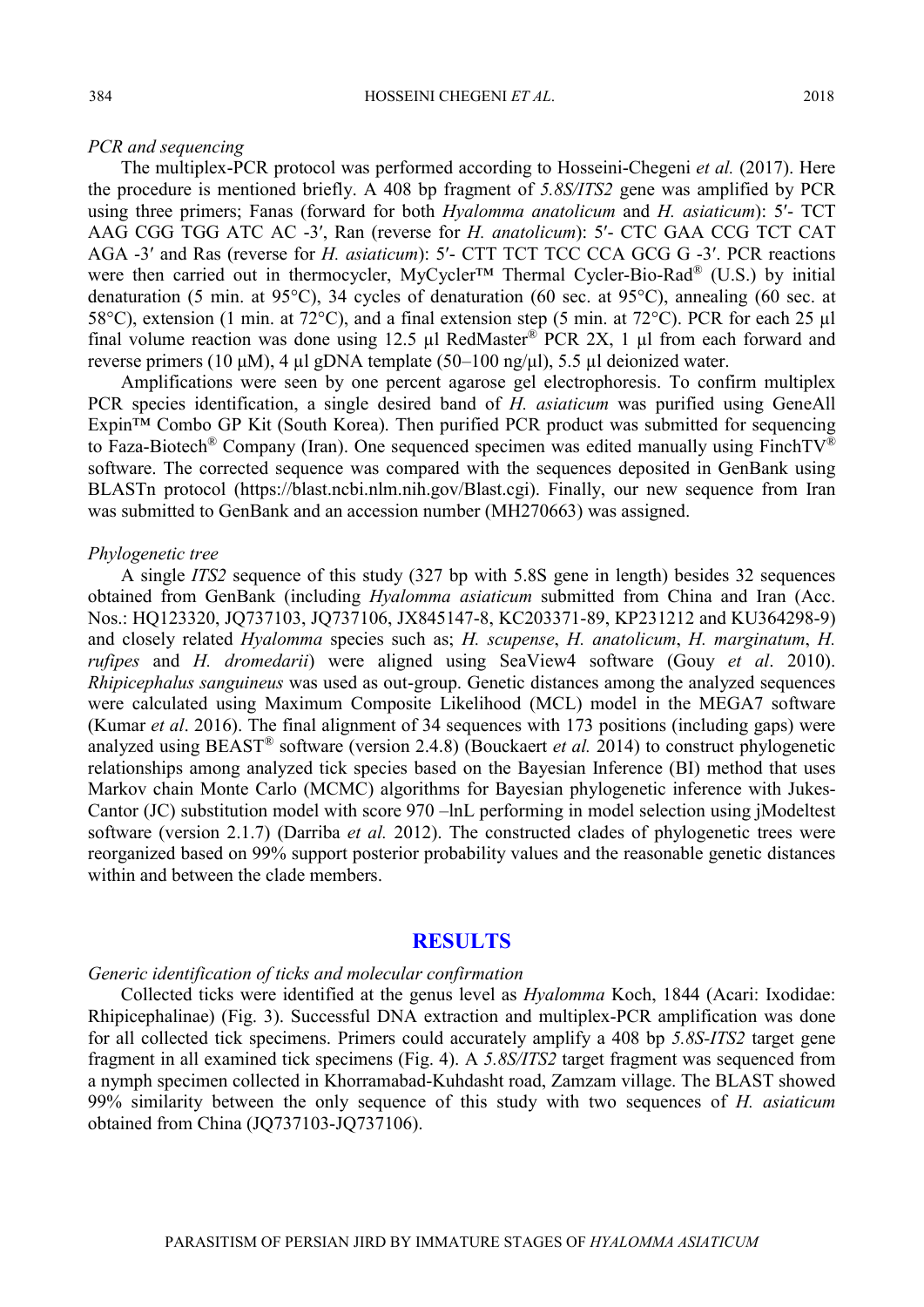*PCR and sequencing*

The multiplex-PCR protocol was performed according to Hosseini-Chegeni *et al.* (2017). Here the procedure is mentioned briefly. A 408 bp fragment of *5.8S/ITS2* gene was amplified by PCR using three primers; Fanas (forward for both *Hyalomma anatolicum* and *H. asiaticum*): 5′- TCT AAG CGG TGG ATC AC -3′, Ran (reverse for *H. anatolicum*): 5′- CTC GAA CCG TCT CAT AGA -3′ and Ras (reverse for *H. asiaticum*): 5′- CTT TCT TCC CCA GCG G -3′. PCR reactions were then carried out in thermocycler, MyCycler™ Thermal Cycler-Bio-Rad® (U.S.) by initial denaturation (5 min. at 95°C), 34 cycles of denaturation (60 sec. at 95°C), annealing (60 sec. at 58°C), extension (1 min. at 72°C), and a final extension step (5 min. at 72°C). PCR for each 25 µl final volume reaction was done using 12.5 µl RedMaster® PCR 2X, 1 µl from each forward and reverse primers (10 µM), 4 µl gDNA template (50–100 ng/µl), 5.5 µl deionized water.

Amplifications were seen by one percent agarose gel electrophoresis. To confirm multiplex PCR species identification, a single desired band of *H. asiaticum* was purified using GeneAll Expin™ Combo GP Kit (South Korea). Then purified PCR product was submitted for sequencing to Faza-Biotech® Company (Iran). One sequenced specimen was edited manually using FinchTV® software. The corrected sequence was compared with the sequences deposited in GenBank using BLASTn protocol (https://blast.ncbi.nlm.nih.gov/Blast.cgi). Finally, our new sequence from Iran was submitted to GenBank and an accession number (MH270663) was assigned.

*Phylogenetic tree*

A single *ITS2* sequence of this study (327 bp with 5.8S gene in length) besides 32 sequences obtained from GenBank (including *Hyalomma asiaticum* submitted from China and Iran (Acc. Nos.: HQ123320, JQ737103, JQ737106, JX845147-8, KC203371-89, KP231212 and KU364298-9) and closely related *Hyalomma* species such as; *H. scupense*, *H. anatolicum*, *H. marginatum*, *H. rufipes* and *H. dromedarii*) were aligned using SeaView4 software (Gouy *et al*. 2010). *Rhipicephalus sanguineus* was used as out-group. Genetic distances among the analyzed sequences were calculated using Maximum Composite Likelihood (MCL) model in the MEGA7 software (Kumar *et al*. 2016). The final alignment of 34 sequences with 173 positions (including gaps) were analyzed using BEAST® software (version 2.4.8) (Bouckaert *et al.* 2014) to construct phylogenetic relationships among analyzed tick species based on the Bayesian Inference (BI) method that uses Markov chain Monte Carlo (MCMC) algorithms for Bayesian phylogenetic inference with Jukes-Cantor (JC) substitution model with score 970 –lnL performing in model selection using jModeltest software (version 2.1.7) (Darriba *et al.* 2012). The constructed clades of phylogenetic trees were reorganized based on 99% support posterior probability values and the reasonable genetic distances within and between the clade members.

## RESULTS

*Generic identification of ticks and molecular confirmation*

Collected ticks were identified at the genus level as *Hyalomma* Koch, 1844 (Acari: Ixodidae: Rhipicephalinae) (Fig. 3). Successful DNA extraction and multiplex-PCR amplification was done for all collected tick specimens. Primers could accurately amplify a 408 bp *5.8S-ITS2* target gene fragment in all examined tick specimens (Fig. 4). A *5.8S/ITS2* target fragment was sequenced from a nymph specimen collected in Khorramabad-Kuhdasht road, Zamzam village. The BLAST showed 99% similarity between the only sequence of this study with two sequences of *H. asiaticum* obtained from China (JQ737103-JQ737106).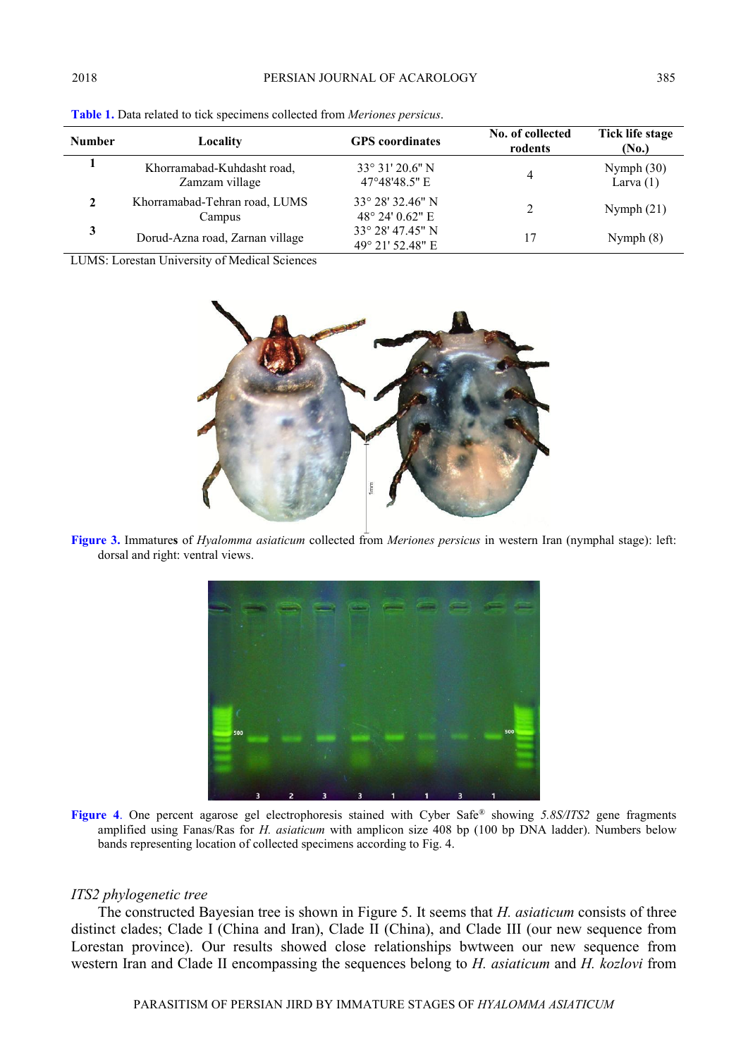**Table 1.** Data related to tick specimens collected from *Meriones persicus*.

| Number | Locality | GPS coordinates | No. of collected rodents | Tick life stage (No.) |
|---|---|---|---|---|
| **1** | Khorramabad-Kuhdasht road, Zamzam village | 33° 31' 20.6" N 47°48'48.5" E | 4 | Nymph (30) Larva (1) |
| **2** | Khorramabad-Tehran road, LUMS Campus | 33° 28' 32.46" N 48° 24' 0.62" E | 2 | Nymph (21) |
| **3** | Dorud-Azna road, Zarnan village | 33° 28' 47.45" N 49° 21' 52.48" E | 17 | Nymph (8) |

LUMS: Lorestan University of Medical Sciences

**Figure 3.** Immatures of *Hyalomma asiaticum* collected from *Meriones persicus* in western Iran (nymphal stage): left: dorsal and right: ventral views.

**Figure 4**. One percent agarose gel electrophoresis stained with Cyber Safe® showing *5.8S/ITS2* gene fragments amplified using Fanas/Ras for *H. asiaticum* with amplicon size 408 bp (100 bp DNA ladder). Numbers below bands representing location of collected specimens according to Fig. 4.

### *ITS2 phylogenetic tree*

The constructed Bayesian tree is shown in Figure 5. It seems that *H. asiaticum* consists of three distinct clades; Clade I (China and Iran), Clade II (China), and Clade III (our new sequence from Lorestan province). Our results showed close relationships bwtween our new sequence from western Iran and Clade II encompassing the sequences belong to *H. asiaticum* and *H. kozlovi* from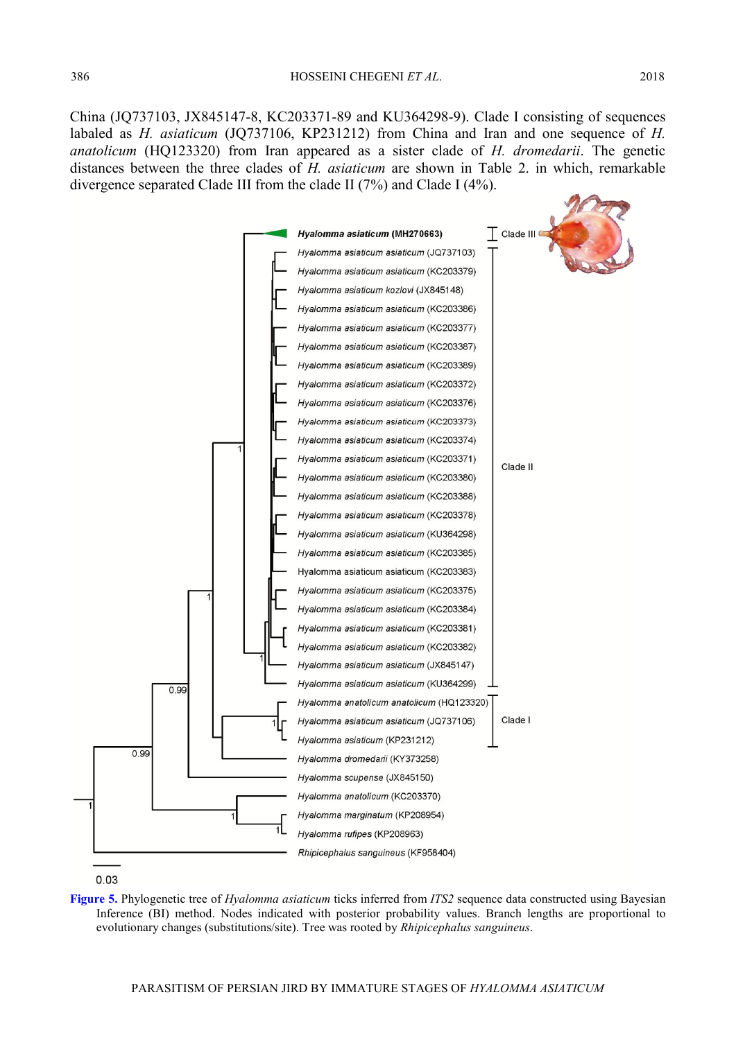China (JQ737103, JX845147-8, KC203371-89 and KU364298-9). Clade I consisting of sequences labaled as *H. asiaticum* (JQ737106, KP231212) from China and Iran and one sequence of *H. anatolicum* (HQ123320) from Iran appeared as a sister clade of *H. dromedarii*. The genetic distances between the three clades of *H. asiaticum* are shown in Table 2. in which, remarkable divergence separated Clade III from the clade II (7%) and Clade I (4%).

**Figure 5.** Phylogenetic tree of *Hyalomma asiaticum* ticks inferred from *ITS2* sequence data constructed using Bayesian Inference (BI) method. Nodes indicated with posterior probability values. Branch lengths are proportional to evolutionary changes (substitutions/site). Tree was rooted by *Rhipicephalus sanguineus*.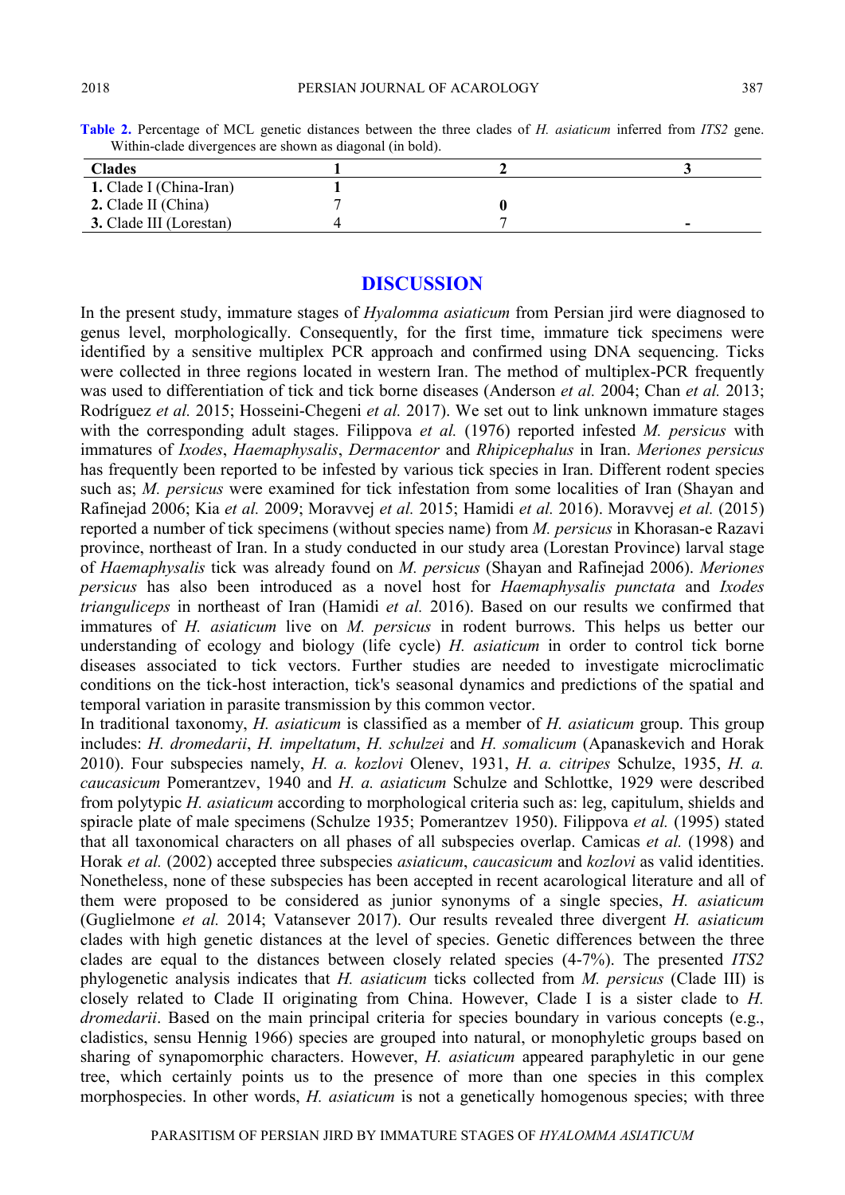**Table 2.** Percentage of MCL genetic distances between the three clades of *H. asiaticum* inferred from *ITS2* gene. Within-clade divergences are shown as diagonal (in bold).

| Clades | 1 | 2 | 3 |
|---|---|---|---|
| **1.** Clade I (China-Iran) | **1** | | |
| **2.** Clade II (China) | 7 | **0** | |
| **3.** Clade III (Lorestan) | 4 | 7 | **-** |

## DISCUSSION

In the present study, immature stages of *Hyalomma asiaticum* from Persian jird were diagnosed to genus level, morphologically. Consequently, for the first time, immature tick specimens were identified by a sensitive multiplex PCR approach and confirmed using DNA sequencing. Ticks were collected in three regions located in western Iran. The method of multiplex-PCR frequently was used to differentiation of tick and tick borne diseases (Anderson *et al.* 2004; Chan *et al.* 2013; Rodríguez *et al.* 2015; Hosseini-Chegeni *et al.* 2017). We set out to link unknown immature stages with the corresponding adult stages. Filippova *et al.* (1976) reported infested *M. persicus* with immatures of *Ixodes*, *Haemaphysalis*, *Dermacentor* and *Rhipicephalus* in Iran. *Meriones persicus* has frequently been reported to be infested by various tick species in Iran. Different rodent species such as; *M. persicus* were examined for tick infestation from some localities of Iran (Shayan and Rafinejad 2006; Kia *et al.* 2009; Moravvej *et al.* 2015; Hamidi *et al.* 2016). Moravvej *et al.* (2015) reported a number of tick specimens (without species name) from *M. persicus* in Khorasan-e Razavi province, northeast of Iran. In a study conducted in our study area (Lorestan Province) larval stage of *Haemaphysalis* tick was already found on *M. persicus* (Shayan and Rafinejad 2006). *Meriones persicus* has also been introduced as a novel host for *Haemaphysalis punctata* and *Ixodes trianguliceps* in northeast of Iran (Hamidi *et al.* 2016). Based on our results we confirmed that immatures of *H. asiaticum* live on *M. persicus* in rodent burrows. This helps us better our understanding of ecology and biology (life cycle) *H. asiaticum* in order to control tick borne diseases associated to tick vectors. Further studies are needed to investigate microclimatic conditions on the tick-host interaction, tick's seasonal dynamics and predictions of the spatial and temporal variation in parasite transmission by this common vector.

In traditional taxonomy, *H. asiaticum* is classified as a member of *H. asiaticum* group. This group includes: *H. dromedarii*, *H. impeltatum*, *H. schulzei* and *H. somalicum* (Apanaskevich and Horak 2010). Four subspecies namely, *H. a. kozlovi* Olenev, 1931, *H. a. citripes* Schulze, 1935, *H. a. caucasicum* Pomerantzev, 1940 and *H. a. asiaticum* Schulze and Schlottke, 1929 were described from polytypic *H. asiaticum* according to morphological criteria such as: leg, capitulum, shields and spiracle plate of male specimens (Schulze 1935; Pomerantzev 1950). Filippova *et al.* (1995) stated that all taxonomical characters on all phases of all subspecies overlap. Camicas *et al.* (1998) and Horak *et al.* (2002) accepted three subspecies *asiaticum*, *caucasicum* and *kozlovi* as valid identities. Nonetheless, none of these subspecies has been accepted in recent acarological literature and all of them were proposed to be considered as junior synonyms of a single species, *H. asiaticum* (Guglielmone *et al.* 2014; Vatansever 2017). Our results revealed three divergent *H. asiaticum* clades with high genetic distances at the level of species. Genetic differences between the three clades are equal to the distances between closely related species (4-7%). The presented *ITS2* phylogenetic analysis indicates that *H. asiaticum* ticks collected from *M. persicus* (Clade III) is closely related to Clade II originating from China. However, Clade I is a sister clade to *H. dromedarii*. Based on the main principal criteria for species boundary in various concepts (e.g., cladistics, sensu Hennig 1966) species are grouped into natural, or monophyletic groups based on sharing of synapomorphic characters. However, *H. asiaticum* appeared paraphyletic in our gene tree, which certainly points us to the presence of more than one species in this complex morphospecies. In other words, *H. asiaticum* is not a genetically homogenous species; with three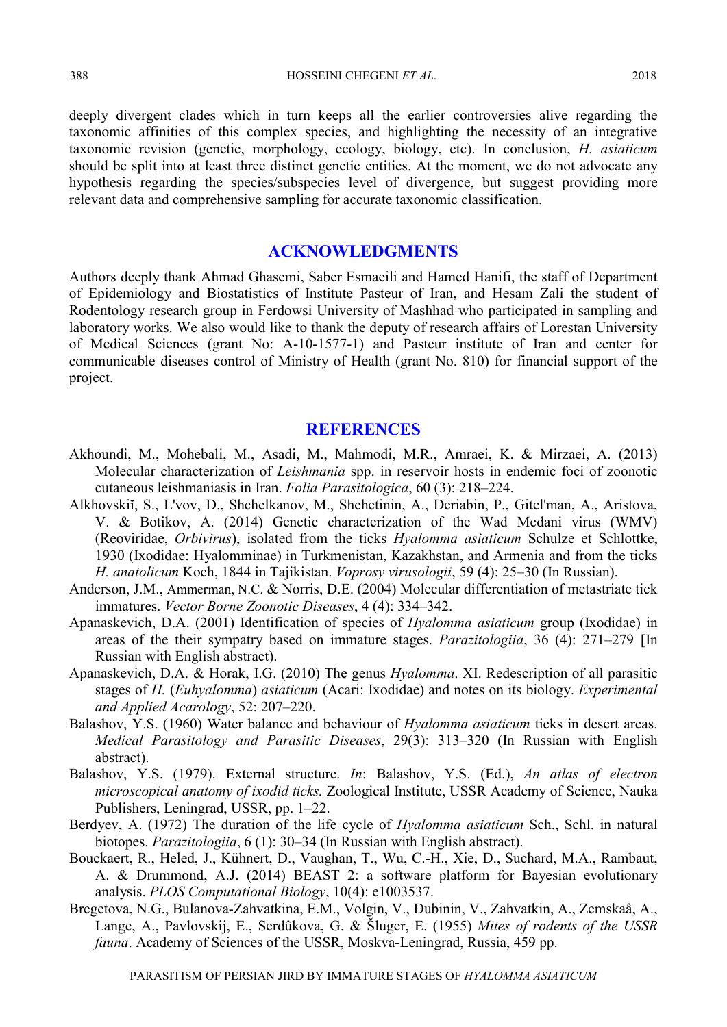deeply divergent clades which in turn keeps all the earlier controversies alive regarding the taxonomic affinities of this complex species, and highlighting the necessity of an integrative taxonomic revision (genetic, morphology, ecology, biology, etc). In conclusion, *H. asiaticum* should be split into at least three distinct genetic entities. At the moment, we do not advocate any hypothesis regarding the species/subspecies level of divergence, but suggest providing more relevant data and comprehensive sampling for accurate taxonomic classification.

## ACKNOWLEDGMENTS

Authors deeply thank Ahmad Ghasemi, Saber Esmaeili and Hamed Hanifi, the staff of Department of Epidemiology and Biostatistics of Institute Pasteur of Iran, and Hesam Zali the student of Rodentology research group in Ferdowsi University of Mashhad who participated in sampling and laboratory works. We also would like to thank the deputy of research affairs of Lorestan University of Medical Sciences (grant No: A-10-1577-1) and Pasteur institute of Iran and center for communicable diseases control of Ministry of Health (grant No. 810) for financial support of the project.

## REFERENCES

Akhoundi, M., Mohebali, M., Asadi, M., Mahmodi, M.R., Amraei, K. & Mirzaei, A. (2013) Molecular characterization of *Leishmania* spp. in reservoir hosts in endemic foci of zoonotic cutaneous leishmaniasis in Iran. *Folia Parasitologica*, 60 (3): 218–224.

Alkhovskiĭ, S., L'vov, D., Shchelkanov, M., Shchetinin, A., Deriabin, P., Gitel'man, A., Aristova, V. & Botikov, A. (2014) Genetic characterization of the Wad Medani virus (WMV) (Reoviridae, *Orbivirus*), isolated from the ticks *Hyalomma asiaticum* Schulze et Schlottke, 1930 (Ixodidae: Hyalomminae) in Turkmenistan, Kazakhstan, and Armenia and from the ticks *H. anatolicum* Koch, 1844 in Tajikistan. *Voprosy virusologii*, 59 (4): 25–30 (In Russian).

Anderson, J.M., Ammerman, N.C. & Norris, D.E. (2004) Molecular differentiation of metastriate tick immatures. *Vector Borne Zoonotic Diseases*, 4 (4): 334–342.

Apanaskevich, D.A. (2001) Identification of species of *Hyalomma asiaticum* group (Ixodidae) in areas of the their sympatry based on immature stages. *Parazitologiia*, 36 (4): 271–279 [In Russian with English abstract).

Apanaskevich, D.A. & Horak, I.G. (2010) The genus *Hyalomma*. XI. Redescription of all parasitic stages of *H.* (*Euhyalomma*) *asiaticum* (Acari: Ixodidae) and notes on its biology. *Experimental and Applied Acarology*, 52: 207–220.

Balashov, Y.S. (1960) Water balance and behaviour of *Hyalomma asiaticum* ticks in desert areas. *Medical Parasitology and Parasitic Diseases*, 29(3): 313–320 (In Russian with English abstract).

Balashov, Y.S. (1979). External structure. *In*: Balashov, Y.S. (Ed.), *An atlas of electron microscopical anatomy of ixodid ticks.* Zoological Institute, USSR Academy of Science, Nauka Publishers, Leningrad, USSR, pp. 1–22.

Berdyev, A. (1972) The duration of the life cycle of *Hyalomma asiaticum* Sch., Schl. in natural biotopes. *Parazitologiia*, 6 (1): 30–34 (In Russian with English abstract).

Bouckaert, R., Heled, J., Kühnert, D., Vaughan, T., Wu, C.-H., Xie, D., Suchard, M.A., Rambaut, A. & Drummond, A.J. (2014) BEAST 2: a software platform for Bayesian evolutionary analysis. *PLOS Computational Biology*, 10(4): e1003537.

Bregetova, N.G., Bulanova-Zahvatkina, E.M., Volgin, V., Dubinin, V., Zahvatkin, A., Zemskaâ, A., Lange, A., Pavlovskij, E., Serdûkova, G. & Šluger, E. (1955) *Mites of rodents of the USSR fauna*. Academy of Sciences of the USSR, Moskva-Leningrad, Russia, 459 pp.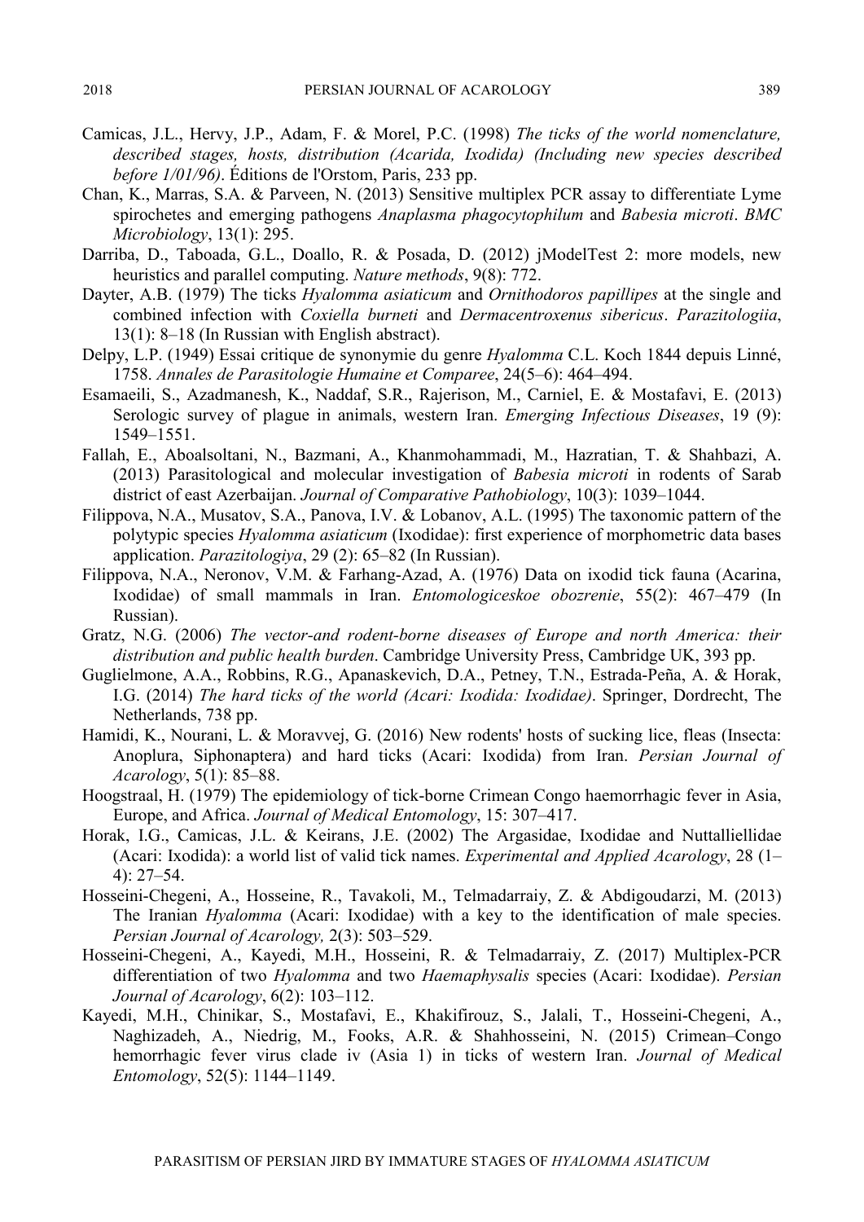Camicas, J.L., Hervy, J.P., Adam, F. & Morel, P.C. (1998) *The ticks of the world nomenclature, described stages, hosts, distribution (Acarida, Ixodida) (Including new species described before 1/01/96)*. Éditions de l'Orstom, Paris, 233 pp.

Chan, K., Marras, S.A. & Parveen, N. (2013) Sensitive multiplex PCR assay to differentiate Lyme spirochetes and emerging pathogens *Anaplasma phagocytophilum* and *Babesia microti*. *BMC Microbiology*, 13(1): 295.

Darriba, D., Taboada, G.L., Doallo, R. & Posada, D. (2012) jModelTest 2: more models, new heuristics and parallel computing. *Nature methods*, 9(8): 772.

Dayter, A.B. (1979) The ticks *Hyalomma asiaticum* and *Ornithodoros papillipes* at the single and combined infection with *Coxiella burneti* and *Dermacentroxenus sibericus*. *Parazitologiia*, 13(1): 8–18 (In Russian with English abstract).

Delpy, L.P. (1949) Essai critique de synonymie du genre *Hyalomma* C.L. Koch 1844 depuis Linné, 1758. *Annales de Parasitologie Humaine et Comparee*, 24(5–6): 464–494.

Esamaeili, S., Azadmanesh, K., Naddaf, S.R., Rajerison, M., Carniel, E. & Mostafavi, E. (2013) Serologic survey of plague in animals, western Iran. *Emerging Infectious Diseases*, 19 (9): 1549–1551.

Fallah, E., Aboalsoltani, N., Bazmani, A., Khanmohammadi, M., Hazratian, T. & Shahbazi, A. (2013) Parasitological and molecular investigation of *Babesia microti* in rodents of Sarab district of east Azerbaijan. *Journal of Comparative Pathobiology*, 10(3): 1039–1044.

Filippova, N.A., Musatov, S.A., Panova, I.V. & Lobanov, A.L. (1995) The taxonomic pattern of the polytypic species *Hyalomma asiaticum* (Ixodidae): first experience of morphometric data bases application. *Parazitologiya*, 29 (2): 65–82 (In Russian).

Filippova, N.A., Neronov, V.M. & Farhang-Azad, A. (1976) Data on ixodid tick fauna (Acarina, Ixodidae) of small mammals in Iran. *Entomologiceskoe obozrenie*, 55(2): 467–479 (In Russian).

Gratz, N.G. (2006) *The vector-and rodent-borne diseases of Europe and north America: their distribution and public health burden*. Cambridge University Press, Cambridge UK, 393 pp.

Guglielmone, A.A., Robbins, R.G., Apanaskevich, D.A., Petney, T.N., Estrada-Peña, A. & Horak, I.G. (2014) *The hard ticks of the world (Acari: Ixodida: Ixodidae)*. Springer, Dordrecht, The Netherlands, 738 pp.

Hamidi, K., Nourani, L. & Moravvej, G. (2016) New rodents' hosts of sucking lice, fleas (Insecta: Anoplura, Siphonaptera) and hard ticks (Acari: Ixodida) from Iran. *Persian Journal of Acarology*, 5(1): 85–88.

Hoogstraal, H. (1979) The epidemiology of tick-borne Crimean Congo haemorrhagic fever in Asia, Europe, and Africa. *Journal of Medical Entomology*, 15: 307–417.

Horak, I.G., Camicas, J.L. & Keirans, J.E. (2002) The Argasidae, Ixodidae and Nuttalliellidae (Acari: Ixodida): a world list of valid tick names. *Experimental and Applied Acarology*, 28 (1–4): 27–54.

Hosseini-Chegeni, A., Hosseine, R., Tavakoli, M., Telmadarraiy, Z. & Abdigoudarzi, M. (2013) The Iranian *Hyalomma* (Acari: Ixodidae) with a key to the identification of male species. *Persian Journal of Acarology,* 2(3): 503–529.

Hosseini-Chegeni, A., Kayedi, M.H., Hosseini, R. & Telmadarraiy, Z. (2017) Multiplex-PCR differentiation of two *Hyalomma* and two *Haemaphysalis* species (Acari: Ixodidae). *Persian Journal of Acarology*, 6(2): 103–112.

Kayedi, M.H., Chinikar, S., Mostafavi, E., Khakifirouz, S., Jalali, T., Hosseini-Chegeni, A., Naghizadeh, A., Niedrig, M., Fooks, A.R. & Shahhosseini, N. (2015) Crimean–Congo hemorrhagic fever virus clade iv (Asia 1) in ticks of western Iran. *Journal of Medical Entomology*, 52(5): 1144–1149.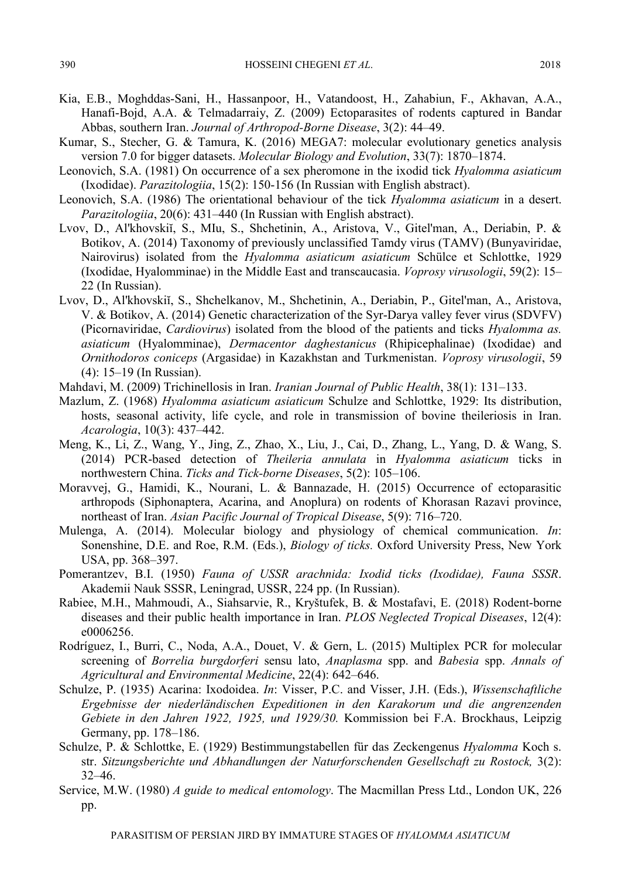Kia, E.B., Moghddas-Sani, H., Hassanpoor, H., Vatandoost, H., Zahabiun, F., Akhavan, A.A., Hanafi-Bojd, A.A. & Telmadarraiy, Z. (2009) Ectoparasites of rodents captured in Bandar Abbas, southern Iran. *Journal of Arthropod-Borne Disease*, 3(2): 44–49.

Kumar, S., Stecher, G. & Tamura, K. (2016) MEGA7: molecular evolutionary genetics analysis version 7.0 for bigger datasets. *Molecular Biology and Evolution*, 33(7): 1870–1874.

Leonovich, S.A. (1981) On occurrence of a sex pheromone in the ixodid tick *Hyalomma asiaticum* (Ixodidae). *Parazitologiia*, 15(2): 150-156 (In Russian with English abstract).

Leonovich, S.A. (1986) The orientational behaviour of the tick *Hyalomma asiaticum* in a desert. *Parazitologiia*, 20(6): 431–440 (In Russian with English abstract).

Lvov, D., Al'khovskiĭ, S., MIu, S., Shchetinin, A., Aristova, V., Gitel'man, A., Deriabin, P. & Botikov, A. (2014) Taxonomy of previously unclassified Tamdy virus (TAMV) (Bunyaviridae, Nairovirus) isolated from the *Hyalomma asiaticum asiaticum* Schülce et Schlottke, 1929 (Ixodidae, Hyalomminae) in the Middle East and transcaucasia. *Voprosy virusologii*, 59(2): 15–22 (In Russian).

Lvov, D., Al'khovskiĭ, S., Shchelkanov, M., Shchetinin, A., Deriabin, P., Gitel'man, A., Aristova, V. & Botikov, A. (2014) Genetic characterization of the Syr-Darya valley fever virus (SDVFV) (Picornaviridae, *Cardiovirus*) isolated from the blood of the patients and ticks *Hyalomma as. asiaticum* (Hyalomminae), *Dermacentor daghestanicus* (Rhipicephalinae) (Ixodidae) and *Ornithodoros coniceps* (Argasidae) in Kazakhstan and Turkmenistan. *Voprosy virusologii*, 59 (4): 15–19 (In Russian).

Mahdavi, M. (2009) Trichinellosis in Iran. *Iranian Journal of Public Health*, 38(1): 131–133.

Mazlum, Z. (1968) *Hyalomma asiaticum asiaticum* Schulze and Schlottke, 1929: Its distribution, hosts, seasonal activity, life cycle, and role in transmission of bovine theileriosis in Iran. *Acarologia*, 10(3): 437–442.

Meng, K., Li, Z., Wang, Y., Jing, Z., Zhao, X., Liu, J., Cai, D., Zhang, L., Yang, D. & Wang, S. (2014) PCR-based detection of *Theileria annulata* in *Hyalomma asiaticum* ticks in northwestern China. *Ticks and Tick-borne Diseases*, 5(2): 105–106.

Moravvej, G., Hamidi, K., Nourani, L. & Bannazade, H. (2015) Occurrence of ectoparasitic arthropods (Siphonaptera, Acarina, and Anoplura) on rodents of Khorasan Razavi province, northeast of Iran. *Asian Pacific Journal of Tropical Disease*, 5(9): 716–720.

Mulenga, A. (2014). Molecular biology and physiology of chemical communication. *In*: Sonenshine, D.E. and Roe, R.M. (Eds.), *Biology of ticks.* Oxford University Press, New York USA, pp. 368–397.

Pomerantzev, B.I. (1950) *Fauna of USSR arachnida: Ixodid ticks (Ixodidae), Fauna SSSR*. Akademii Nauk SSSR, Leningrad, USSR, 224 pp. (In Russian).

Rabiee, M.H., Mahmoudi, A., Siahsarvie, R., Kryštufek, B. & Mostafavi, E. (2018) Rodent-borne diseases and their public health importance in Iran. *PLOS Neglected Tropical Diseases*, 12(4): e0006256.

Rodríguez, I., Burri, C., Noda, A.A., Douet, V. & Gern, L. (2015) Multiplex PCR for molecular screening of *Borrelia burgdorferi* sensu lato, *Anaplasma* spp. and *Babesia* spp. *Annals of Agricultural and Environmental Medicine*, 22(4): 642–646.

Schulze, P. (1935) Acarina: Ixodoidea. *In*: Visser, P.C. and Visser, J.H. (Eds.), *Wissenschaftliche Ergebnisse der niederländischen Expeditionen in den Karakorum und die angrenzenden Gebiete in den Jahren 1922, 1925, und 1929/30.* Kommission bei F.A. Brockhaus, Leipzig Germany, pp. 178–186.

Schulze, P. & Schlottke, E. (1929) Bestimmungstabellen für das Zeckengenus *Hyalomma* Koch s. str. *Sitzungsberichte und Abhandlungen der Naturforschenden Gesellschaft zu Rostock,* 3(2): 32–46.

Service, M.W. (1980) *A guide to medical entomology*. The Macmillan Press Ltd., London UK, 226 pp.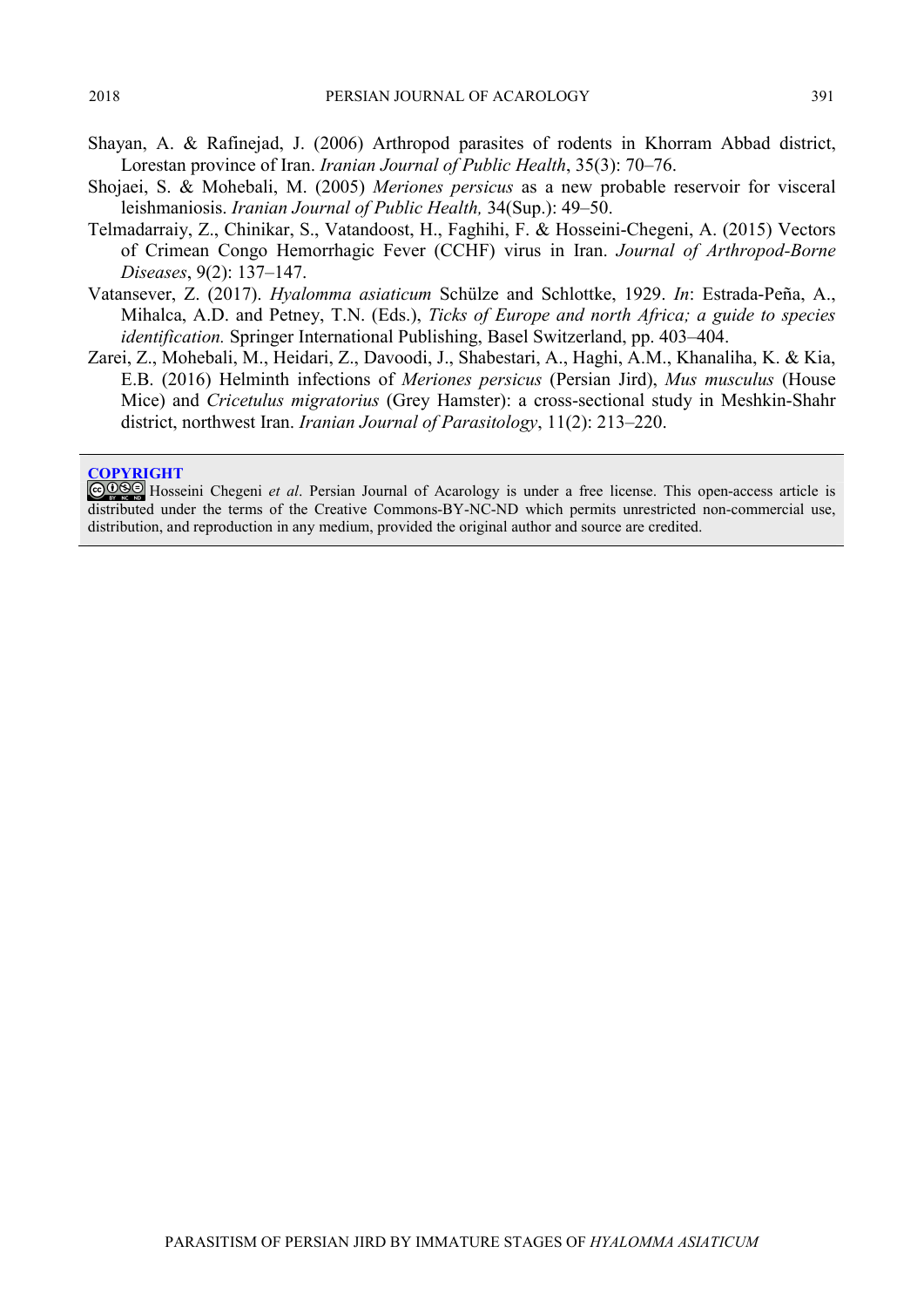Shayan, A. & Rafinejad, J. (2006) Arthropod parasites of rodents in Khorram Abbad district, Lorestan province of Iran. *Iranian Journal of Public Health*, 35(3): 70–76.

Shojaei, S. & Mohebali, M. (2005) *Meriones persicus* as a new probable reservoir for visceral leishmaniosis. *Iranian Journal of Public Health,* 34(Sup.): 49–50.

Telmadarraiy, Z., Chinikar, S., Vatandoost, H., Faghihi, F. & Hosseini-Chegeni, A. (2015) Vectors of Crimean Congo Hemorrhagic Fever (CCHF) virus in Iran. *Journal of Arthropod-Borne Diseases*, 9(2): 137–147.

Vatansever, Z. (2017). *Hyalomma asiaticum* Schülze and Schlottke, 1929. *In*: Estrada-Peña, A., Mihalca, A.D. and Petney, T.N. (Eds.), *Ticks of Europe and north Africa; a guide to species identification.* Springer International Publishing, Basel Switzerland, pp. 403–404.

Zarei, Z., Mohebali, M., Heidari, Z., Davoodi, J., Shabestari, A., Haghi, A.M., Khanaliha, K. & Kia, E.B. (2016) Helminth infections of *Meriones persicus* (Persian Jird), *Mus musculus* (House Mice) and *Cricetulus migratorius* (Grey Hamster): a cross-sectional study in Meshkin-Shahr district, northwest Iran. *Iranian Journal of Parasitology*, 11(2): 213–220.

**COPYRIGHT**

Hosseini Chegeni *et al*. Persian Journal of Acarology is under a free license. This open-access article is distributed under the terms of the Creative Commons-BY-NC-ND which permits unrestricted non-commercial use, distribution, and reproduction in any medium, provided the original author and source are credited.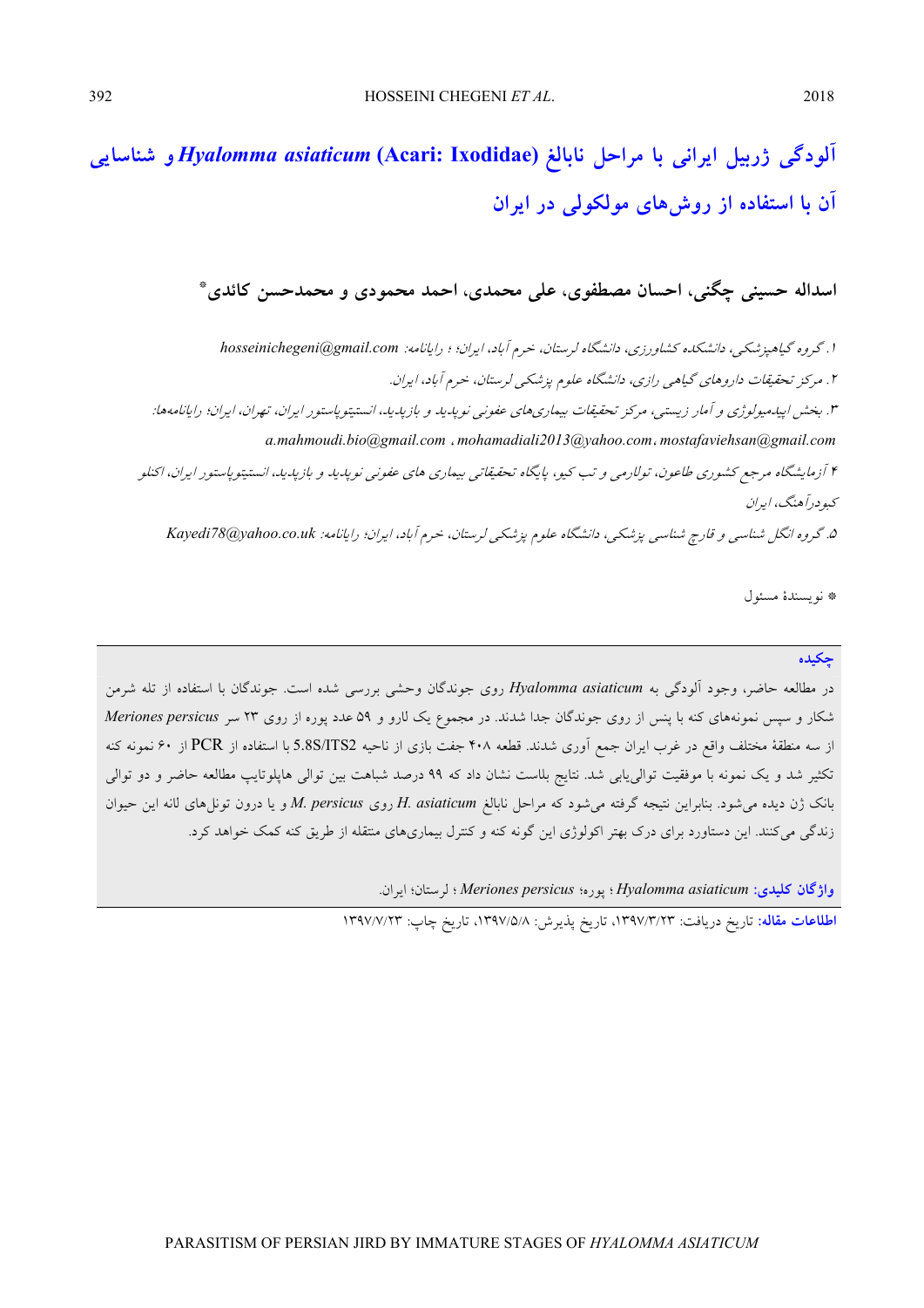# آلودگی ژربیل ایرانی با مراحل نابالغ *Hyalomma asiaticum* (Acari: Ixodidae) و شناسایی آن با استفاده از روش‌های مولکولی در ایران

## اسداله حسینی چگنی، احسان مصطفوی، علی محمدی، احمد محمودی و محمدحسن کائدی*

۱. گروه گیاهپزشکی، دانشکده کشاورزی، دانشگاه لرستان، خرم آباد، ایران؛ ؛ رایانامه: hosseinichegeni@gmail.com

۲. مرکز تحقیقات داروهای گیاهی رازی، دانشگاه علوم پزشکی لرستان، خرم آباد، ایران.

۳. بخش اپیدمیولوژی و آمار زیستی، مرکز تحقیقات بیماری‌های عفونی نوپدید و بازپدید، انستیتوپاستور ایران، تهران، ایران؛ رایانامه‌ها: mostafaviehsan@gmail.com، mohamadiali2013@yahoo.com ، a.mahmoudi.bio@gmail.com

۴ آزمایشگاه مرجع کشوری طاعون، تولارمی و تب کیو، پایگاه تحقیقاتی بیماری های عفونی نوپدید و بازپدید، انستیتوپاستور ایران، اکنلو کبودرآهنگ، ایران

۵. گروه انگل شناسی و قارچ شناسی پزشکی، دانشگاه علوم پزشکی لرستان، خرم آباد، ایران؛ رایانامه: Kayedi78@yahoo.co.uk

* نویسندهٔ مسئول

### چکیده

در مطالعه حاضر، وجود آلودگی به *Hyalomma asiaticum* روی جوندگان وحشی بررسی شده است. جوندگان با استفاده از تله شرمن شکار و سپس نمونه‌های کنه با پنس از روی جوندگان جدا شدند. در مجموع یک لارو و ۵۹ عدد پوره از روی ۲۳ سر *Meriones persicus* از سه منطقهٔ مختلف واقع در غرب ایران جمع آوری شدند. قطعه ۴۰۸ جفت بازی از ناحیه 5.8S/ITS2 با استفاده از PCR از ۶۰ نمونه کنه تکثیر شد و یک نمونه با موفقیت توالی‌یابی شد. نتایج بلاست نشان داد که ۹۹ درصد شباهت بین توالی هاپلوتایپ مطالعه حاضر و دو توالی بانک ژن دیده می‌شود. بنابراین نتیجه گرفته می‌شود که مراحل نابالغ *H. asiaticum* روی *M. persicus* و یا درون تونل‌های لانه این حیوان زندگی می‌کنند. این دستاورد برای درک بهتر اکولوژی این گونه کنه و کنترل بیماری‌های منتقله از طریق کنه کمک خواهد کرد.

**واژگان کلیدی:** *Hyalomma asiaticum* ؛ پوره؛ *Meriones persicus* ؛ لرستان؛ ایران.

**اطلاعات مقاله:** تاریخ دریافت: ۱۳۹۷/۳/۲۳، تاریخ پذیرش: ۱۳۹۷/۵/۸، تاریخ چاپ: ۱۳۹۷/۷/۲۳